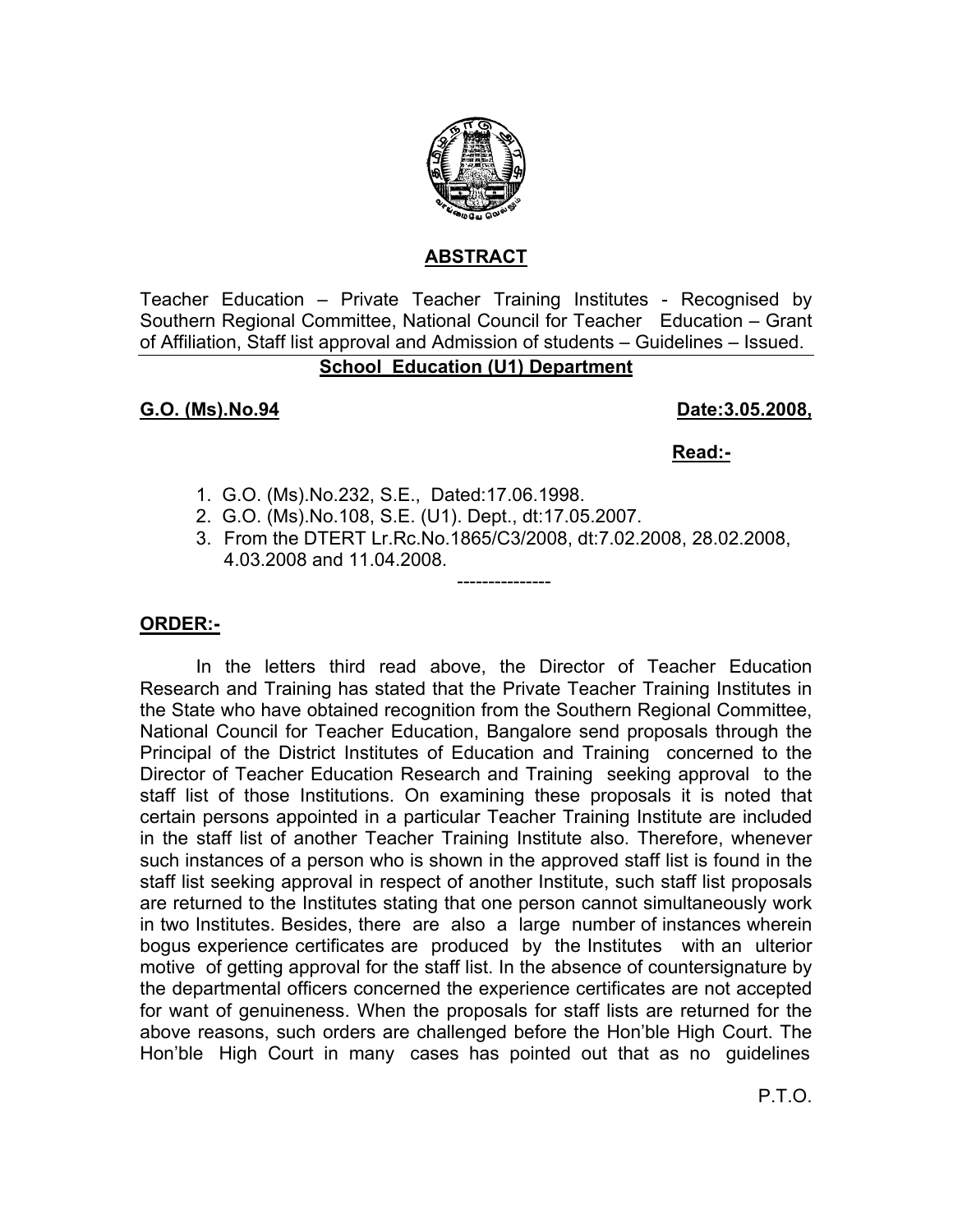## ABSTRACT

Teacher Education – Private Teacher Training Institutes - Recognised by Southern Regional Committee, National Council for Teacher Education – Grant of Affiliation, Staff list approval and Admission of students – Guidelines – Issued.

### School Education (U1) Department

**G.O. (Ms).No.94** **Date:3.05.2008,**

**Read:-**

1. G.O. (Ms).No.232, S.E., Dated:17.06.1998.
2. G.O. (Ms).No.108, S.E. (U1). Dept., dt:17.05.2007.
3. From the DTERT Lr.Rc.No.1865/C3/2008, dt:7.02.2008, 28.02.2008, 4.03.2008 and 11.04.2008.

---------------

**ORDER:-**

In the letters third read above, the Director of Teacher Education Research and Training has stated that the Private Teacher Training Institutes in the State who have obtained recognition from the Southern Regional Committee, National Council for Teacher Education, Bangalore send proposals through the Principal of the District Institutes of Education and Training concerned to the Director of Teacher Education Research and Training seeking approval to the staff list of those Institutions. On examining these proposals it is noted that certain persons appointed in a particular Teacher Training Institute are included in the staff list of another Teacher Training Institute also. Therefore, whenever such instances of a person who is shown in the approved staff list is found in the staff list seeking approval in respect of another Institute, such staff list proposals are returned to the Institutes stating that one person cannot simultaneously work in two Institutes. Besides, there are also a large number of instances wherein bogus experience certificates are produced by the Institutes with an ulterior motive of getting approval for the staff list. In the absence of countersignature by the departmental officers concerned the experience certificates are not accepted for want of genuineness. When the proposals for staff lists are returned for the above reasons, such orders are challenged before the Hon'ble High Court. The Hon'ble High Court in many cases has pointed out that as no guidelines

P.T.O.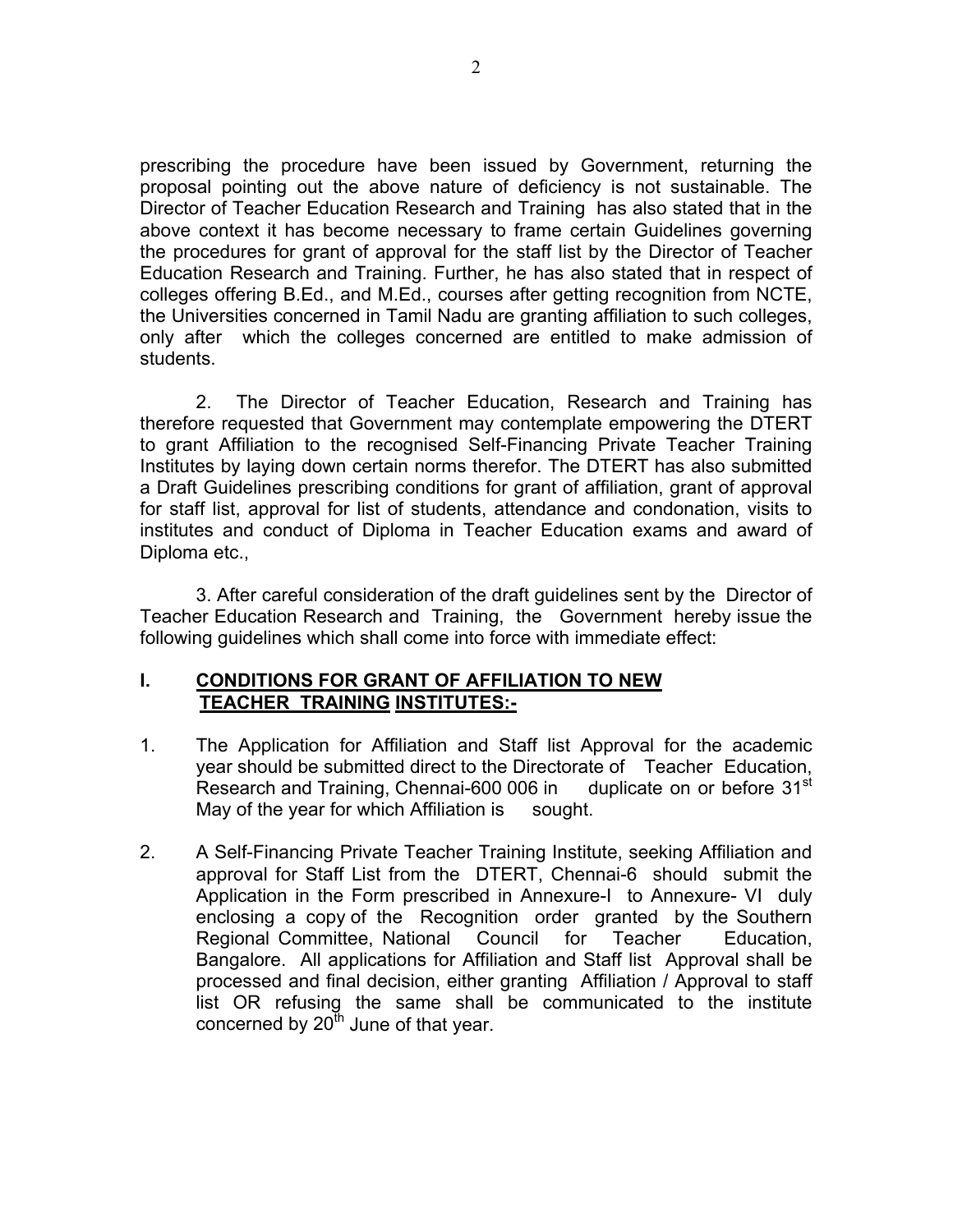prescribing the procedure have been issued by Government, returning the proposal pointing out the above nature of deficiency is not sustainable. The Director of Teacher Education Research and Training has also stated that in the above context it has become necessary to frame certain Guidelines governing the procedures for grant of approval for the staff list by the Director of Teacher Education Research and Training. Further, he has also stated that in respect of colleges offering B.Ed., and M.Ed., courses after getting recognition from NCTE, the Universities concerned in Tamil Nadu are granting affiliation to such colleges, only after which the colleges concerned are entitled to make admission of students.

2. The Director of Teacher Education, Research and Training has therefore requested that Government may contemplate empowering the DTERT to grant Affiliation to the recognised Self-Financing Private Teacher Training Institutes by laying down certain norms therefor. The DTERT has also submitted a Draft Guidelines prescribing conditions for grant of affiliation, grant of approval for staff list, approval for list of students, attendance and condonation, visits to institutes and conduct of Diploma in Teacher Education exams and award of Diploma etc.,

3. After careful consideration of the draft guidelines sent by the Director of Teacher Education Research and Training, the Government hereby issue the following guidelines which shall come into force with immediate effect:

## I. CONDITIONS FOR GRANT OF AFFILIATION TO NEW TEACHER TRAINING INSTITUTES:-

1. The Application for Affiliation and Staff list Approval for the academic year should be submitted direct to the Directorate of Teacher Education, Research and Training, Chennai-600 006 in duplicate on or before 31st May of the year for which Affiliation is sought.

2. A Self-Financing Private Teacher Training Institute, seeking Affiliation and approval for Staff List from the DTERT, Chennai-6 should submit the Application in the Form prescribed in Annexure-I to Annexure- VI duly enclosing a copy of the Recognition order granted by the Southern Regional Committee, National Council for Teacher Education, Bangalore. All applications for Affiliation and Staff list Approval shall be processed and final decision, either granting Affiliation / Approval to staff list OR refusing the same shall be communicated to the institute concerned by 20th June of that year.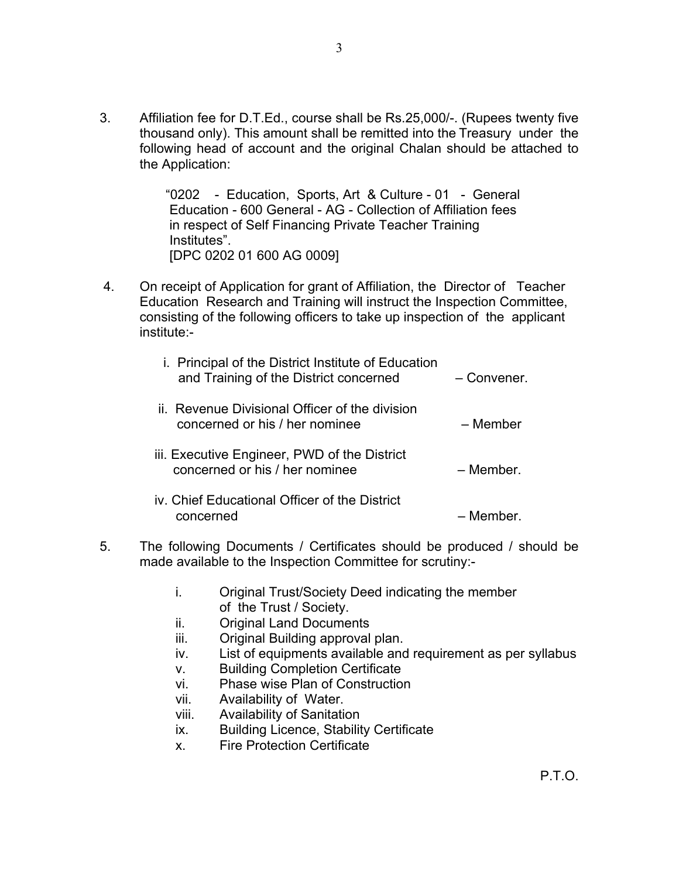3. Affiliation fee for D.T.Ed., course shall be Rs.25,000/-. (Rupees twenty five thousand only). This amount shall be remitted into the Treasury under the following head of account and the original Chalan should be attached to the Application:

   "0202 - Education, Sports, Art & Culture - 01 - General Education - 600 General - AG - Collection of Affiliation fees in respect of Self Financing Private Teacher Training Institutes".
   [DPC 0202 01 600 AG 0009]

4. On receipt of Application for grant of Affiliation, the Director of Teacher Education Research and Training will instruct the Inspection Committee, consisting of the following officers to take up inspection of the applicant institute:-

   i. Principal of the District Institute of Education and Training of the District concerned – Convener.

   ii. Revenue Divisional Officer of the division concerned or his / her nominee – Member

   iii. Executive Engineer, PWD of the District concerned or his / her nominee – Member.

   iv. Chief Educational Officer of the District concerned – Member.

5. The following Documents / Certificates should be produced / should be made available to the Inspection Committee for scrutiny:-

   i. Original Trust/Society Deed indicating the member of the Trust / Society.
   ii. Original Land Documents
   iii. Original Building approval plan.
   iv. List of equipments available and requirement as per syllabus
   v. Building Completion Certificate
   vi. Phase wise Plan of Construction
   vii. Availability of Water.
   viii. Availability of Sanitation
   ix. Building Licence, Stability Certificate
   x. Fire Protection Certificate

P.T.O.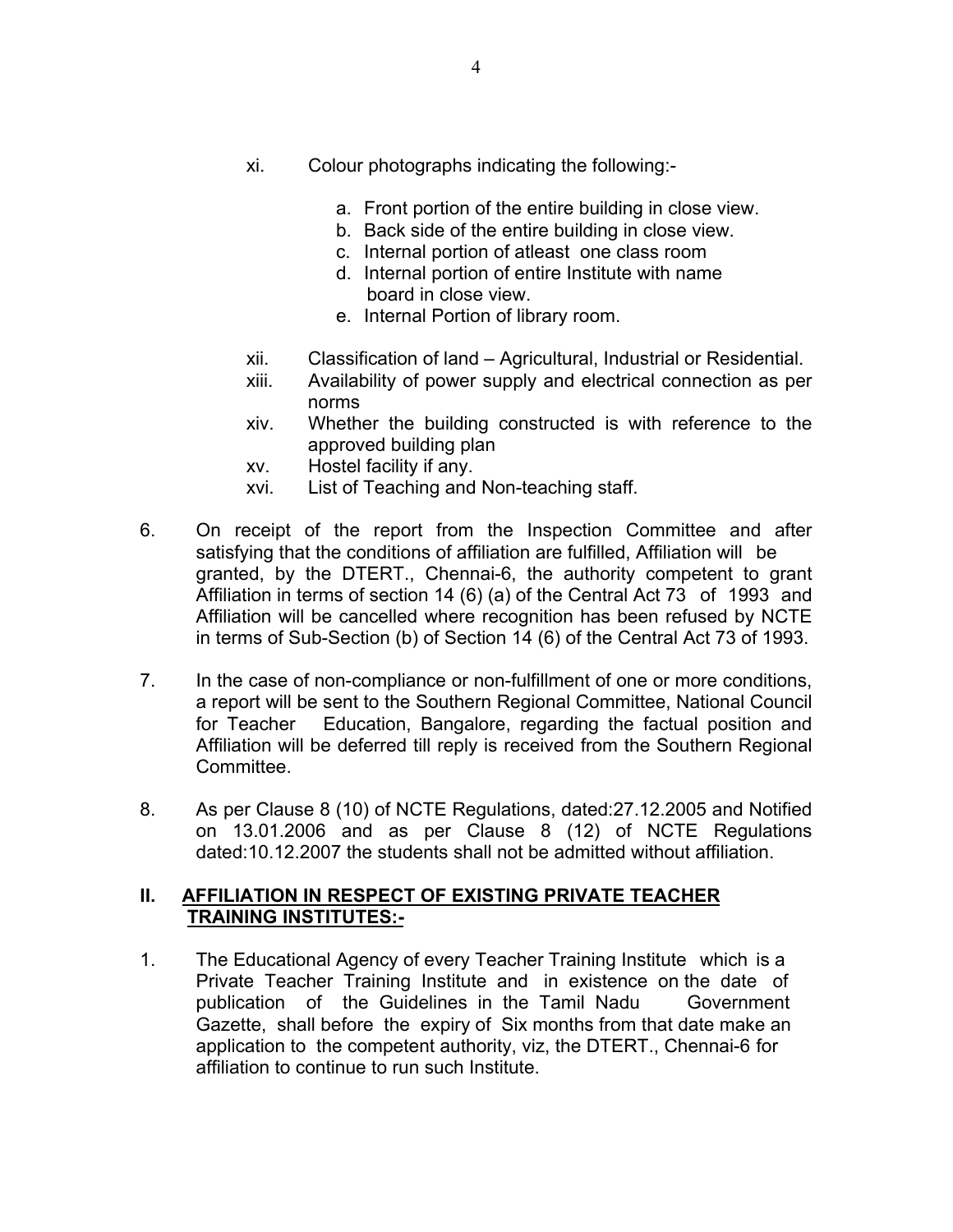xi. Colour photographs indicating the following:-

a. Front portion of the entire building in close view.
b. Back side of the entire building in close view.
c. Internal portion of atleast one class room
d. Internal portion of entire Institute with name board in close view.
e. Internal Portion of library room.

xii. Classification of land – Agricultural, Industrial or Residential.

xiii. Availability of power supply and electrical connection as per norms

xiv. Whether the building constructed is with reference to the approved building plan

xv. Hostel facility if any.

xvi. List of Teaching and Non-teaching staff.

6. On receipt of the report from the Inspection Committee and after satisfying that the conditions of affiliation are fulfilled, Affiliation will be granted, by the DTERT., Chennai-6, the authority competent to grant Affiliation in terms of section 14 (6) (a) of the Central Act 73 of 1993 and Affiliation will be cancelled where recognition has been refused by NCTE in terms of Sub-Section (b) of Section 14 (6) of the Central Act 73 of 1993.

7. In the case of non-compliance or non-fulfillment of one or more conditions, a report will be sent to the Southern Regional Committee, National Council for Teacher Education, Bangalore, regarding the factual position and Affiliation will be deferred till reply is received from the Southern Regional Committee.

8. As per Clause 8 (10) of NCTE Regulations, dated:27.12.2005 and Notified on 13.01.2006 and as per Clause 8 (12) of NCTE Regulations dated:10.12.2007 the students shall not be admitted without affiliation.

## II. AFFILIATION IN RESPECT OF EXISTING PRIVATE TEACHER TRAINING INSTITUTES:-

1. The Educational Agency of every Teacher Training Institute which is a Private Teacher Training Institute and in existence on the date of publication of the Guidelines in the Tamil Nadu Government Gazette, shall before the expiry of Six months from that date make an application to the competent authority, viz, the DTERT., Chennai-6 for affiliation to continue to run such Institute.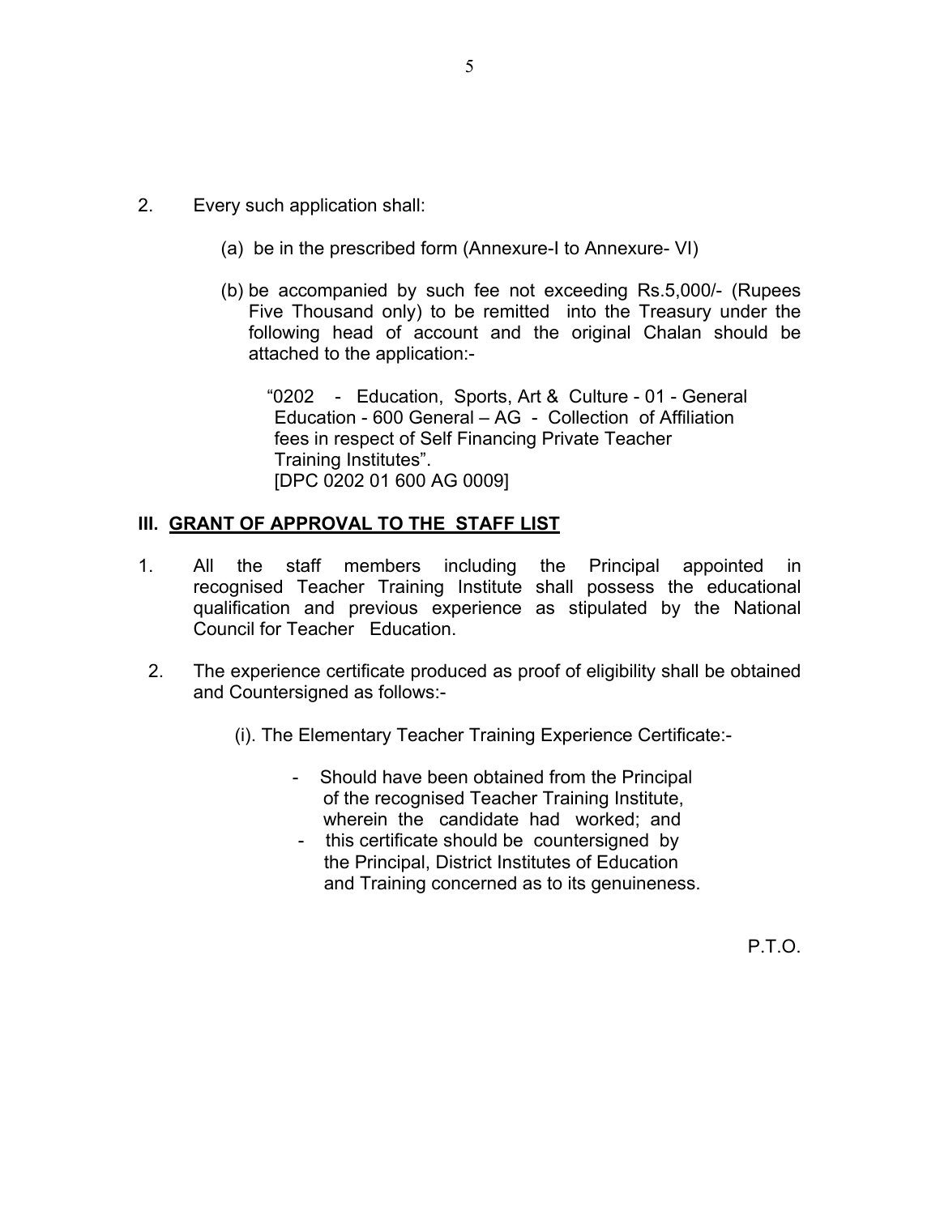2. Every such application shall:

   (a) be in the prescribed form (Annexure-I to Annexure- VI)

   (b) be accompanied by such fee not exceeding Rs.5,000/- (Rupees Five Thousand only) to be remitted into the Treasury under the following head of account and the original Chalan should be attached to the application:-

   "0202 - Education, Sports, Art & Culture - 01 - General Education - 600 General – AG - Collection of Affiliation fees in respect of Self Financing Private Teacher Training Institutes".
   [DPC 0202 01 600 AG 0009]

## III. GRANT OF APPROVAL TO THE STAFF LIST

1. All the staff members including the Principal appointed in recognised Teacher Training Institute shall possess the educational qualification and previous experience as stipulated by the National Council for Teacher Education.

2. The experience certificate produced as proof of eligibility shall be obtained and Countersigned as follows:-

   (i). The Elementary Teacher Training Experience Certificate:-

   - Should have been obtained from the Principal of the recognised Teacher Training Institute, wherein the candidate had worked; and
   - this certificate should be countersigned by the Principal, District Institutes of Education and Training concerned as to its genuineness.

P.T.O.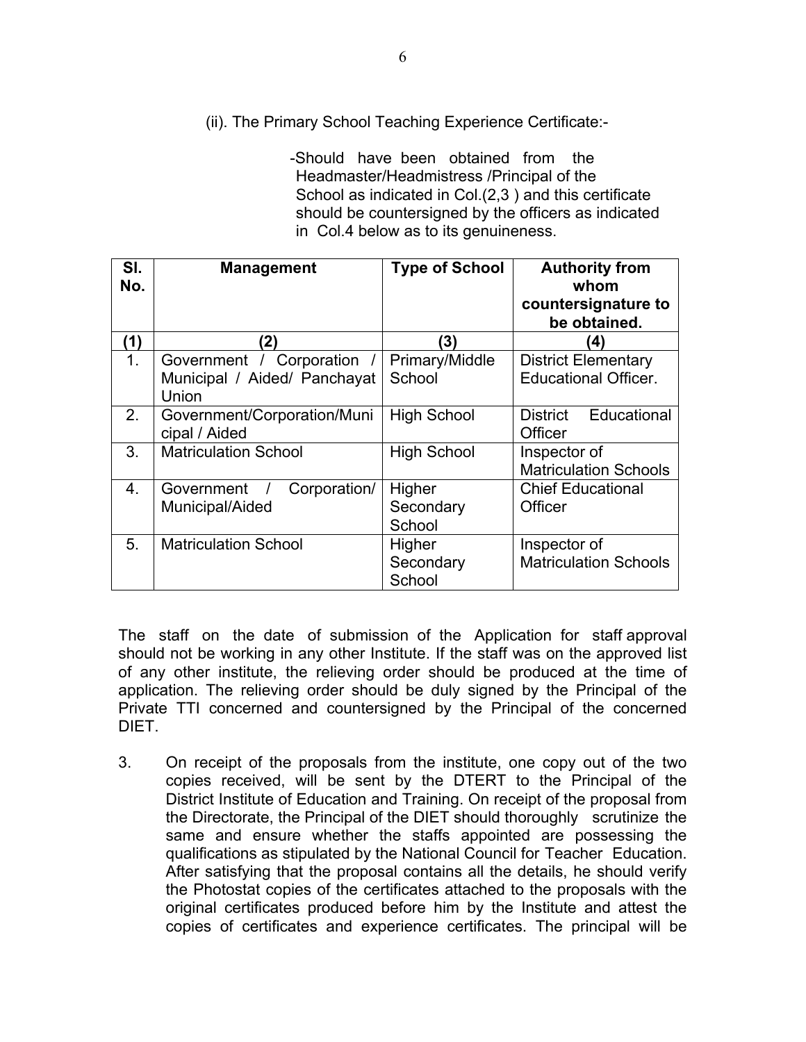(ii). The Primary School Teaching Experience Certificate:-

-Should have been obtained from the Headmaster/Headmistress /Principal of the School as indicated in Col.(2,3 ) and this certificate should be countersigned by the officers as indicated in Col.4 below as to its genuineness.

| Sl. No. | Management | Type of School | Authority from whom countersignature to be obtained. |
|---|---|---|---|
| (1) | (2) | (3) | (4) |
| 1. | Government / Corporation / Municipal / Aided/ Panchayat Union | Primary/Middle School | District Elementary Educational Officer. |
| 2. | Government/Corporation/Municipal / Aided | High School | District Educational Officer |
| 3. | Matriculation School | High School | Inspector of Matriculation Schools |
| 4. | Government / Corporation/ Municipal/Aided | Higher Secondary School | Chief Educational Officer |
| 5. | Matriculation School | Higher Secondary School | Inspector of Matriculation Schools |

The staff on the date of submission of the Application for staff approval should not be working in any other Institute. If the staff was on the approved list of any other institute, the relieving order should be produced at the time of application. The relieving order should be duly signed by the Principal of the Private TTI concerned and countersigned by the Principal of the concerned DIET.

3. On receipt of the proposals from the institute, one copy out of the two copies received, will be sent by the DTERT to the Principal of the District Institute of Education and Training. On receipt of the proposal from the Directorate, the Principal of the DIET should thoroughly scrutinize the same and ensure whether the staffs appointed are possessing the qualifications as stipulated by the National Council for Teacher Education. After satisfying that the proposal contains all the details, he should verify the Photostat copies of the certificates attached to the proposals with the original certificates produced before him by the Institute and attest the copies of certificates and experience certificates. The principal will be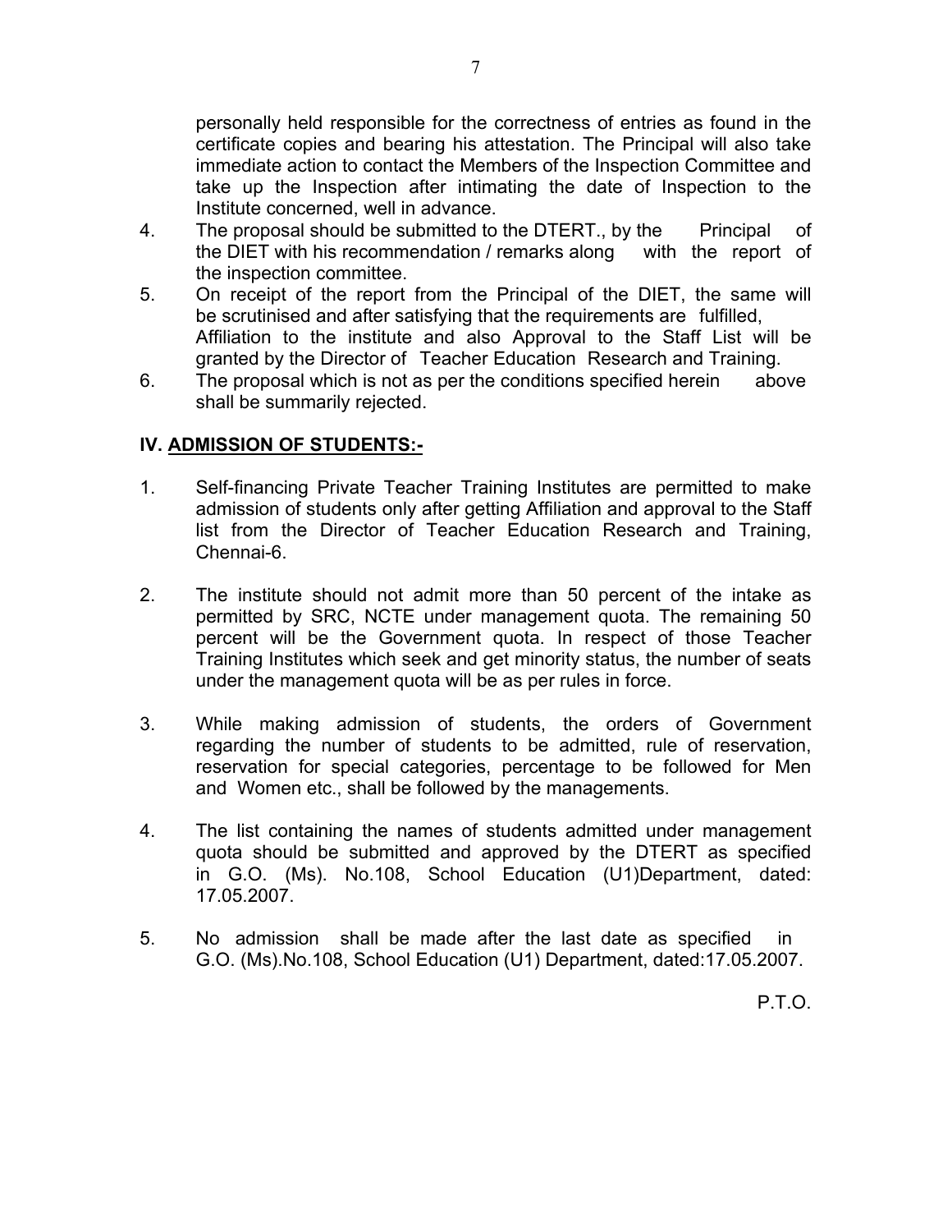personally held responsible for the correctness of entries as found in the certificate copies and bearing his attestation. The Principal will also take immediate action to contact the Members of the Inspection Committee and take up the Inspection after intimating the date of Inspection to the Institute concerned, well in advance.

4. The proposal should be submitted to the DTERT., by the Principal of the DIET with his recommendation / remarks along with the report of the inspection committee.
5. On receipt of the report from the Principal of the DIET, the same will be scrutinised and after satisfying that the requirements are fulfilled, Affiliation to the institute and also Approval to the Staff List will be granted by the Director of Teacher Education Research and Training.
6. The proposal which is not as per the conditions specified herein above shall be summarily rejected.

## IV. <u>ADMISSION OF STUDENTS:-</u>

1. Self-financing Private Teacher Training Institutes are permitted to make admission of students only after getting Affiliation and approval to the Staff list from the Director of Teacher Education Research and Training, Chennai-6.

2. The institute should not admit more than 50 percent of the intake as permitted by SRC, NCTE under management quota. The remaining 50 percent will be the Government quota. In respect of those Teacher Training Institutes which seek and get minority status, the number of seats under the management quota will be as per rules in force.

3. While making admission of students, the orders of Government regarding the number of students to be admitted, rule of reservation, reservation for special categories, percentage to be followed for Men and Women etc., shall be followed by the managements.

4. The list containing the names of students admitted under management quota should be submitted and approved by the DTERT as specified in G.O. (Ms). No.108, School Education (U1)Department, dated: 17.05.2007.

5. No admission shall be made after the last date as specified in G.O. (Ms).No.108, School Education (U1) Department, dated:17.05.2007.

P.T.O.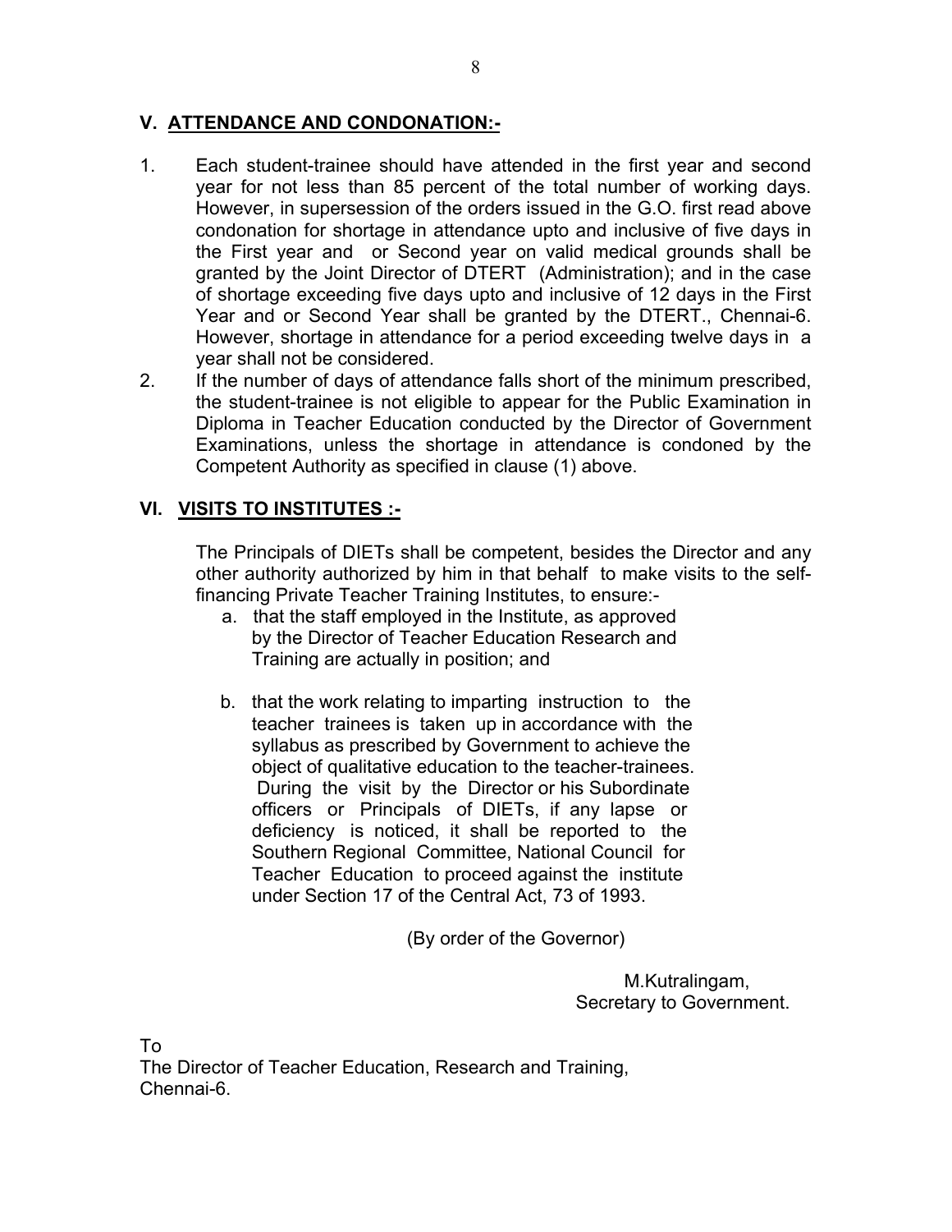## V. ATTENDANCE AND CONDONATION:-

1. Each student-trainee should have attended in the first year and second year for not less than 85 percent of the total number of working days. However, in supersession of the orders issued in the G.O. first read above condonation for shortage in attendance upto and inclusive of five days in the First year and or Second year on valid medical grounds shall be granted by the Joint Director of DTERT (Administration); and in the case of shortage exceeding five days upto and inclusive of 12 days in the First Year and or Second Year shall be granted by the DTERT., Chennai-6. However, shortage in attendance for a period exceeding twelve days in a year shall not be considered.
2. If the number of days of attendance falls short of the minimum prescribed, the student-trainee is not eligible to appear for the Public Examination in Diploma in Teacher Education conducted by the Director of Government Examinations, unless the shortage in attendance is condoned by the Competent Authority as specified in clause (1) above.

## VI. VISITS TO INSTITUTES :-

The Principals of DIETs shall be competent, besides the Director and any other authority authorized by him in that behalf to make visits to the self-financing Private Teacher Training Institutes, to ensure:-

a. that the staff employed in the Institute, as approved by the Director of Teacher Education Research and Training are actually in position; and

b. that the work relating to imparting instruction to the teacher trainees is taken up in accordance with the syllabus as prescribed by Government to achieve the object of qualitative education to the teacher-trainees. During the visit by the Director or his Subordinate officers or Principals of DIETs, if any lapse or deficiency is noticed, it shall be reported to the Southern Regional Committee, National Council for Teacher Education to proceed against the institute under Section 17 of the Central Act, 73 of 1993.

(By order of the Governor)

M.Kutralingam,
Secretary to Government.

To
The Director of Teacher Education, Research and Training,
Chennai-6.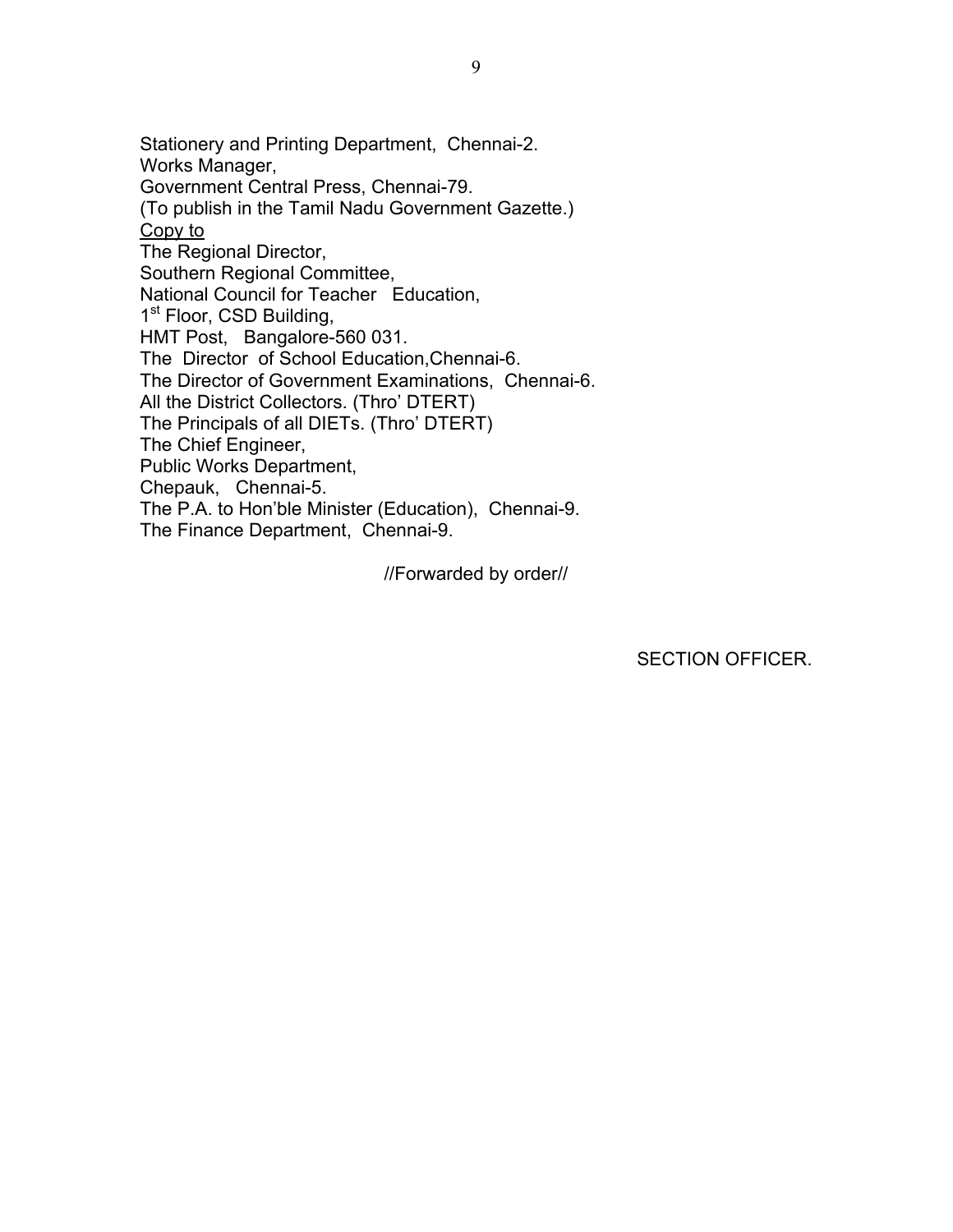Stationery and Printing Department, Chennai-2.
Works Manager,
Government Central Press, Chennai-79.
(To publish in the Tamil Nadu Government Gazette.)

Copy to

The Regional Director,
Southern Regional Committee,
National Council for Teacher Education,
1st Floor, CSD Building,
HMT Post, Bangalore-560 031.
The Director of School Education,Chennai-6.
The Director of Government Examinations, Chennai-6.
All the District Collectors. (Thro' DTERT)
The Principals of all DIETs. (Thro' DTERT)
The Chief Engineer,
Public Works Department,
Chepauk, Chennai-5.
The P.A. to Hon'ble Minister (Education), Chennai-9.
The Finance Department, Chennai-9.

//Forwarded by order//

SECTION OFFICER.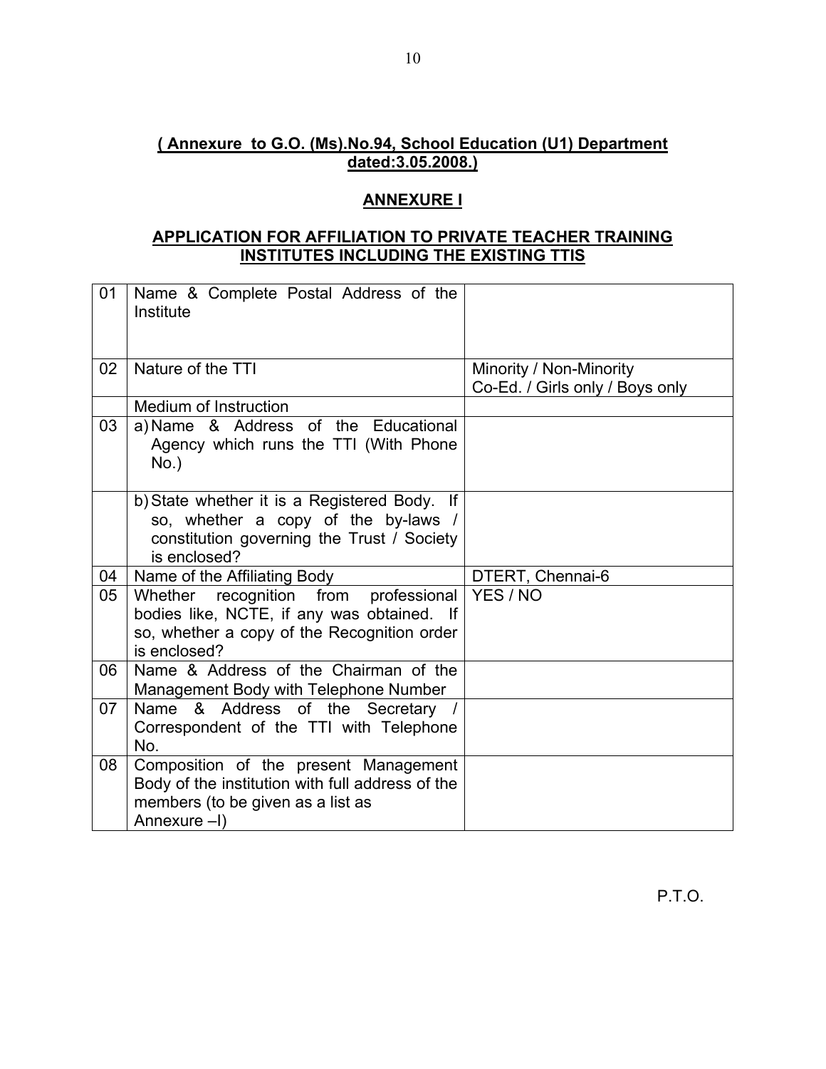**( Annexure to G.O. (Ms).No.94, School Education (U1) Department dated:3.05.2008.)**

## ANNEXURE I

## APPLICATION FOR AFFILIATION TO PRIVATE TEACHER TRAINING INSTITUTES INCLUDING THE EXISTING TTIS

| | | |
|---|---|---|
| 01 | Name & Complete Postal Address of the Institute | |
| 02 | Nature of the TTI | Minority / Non-Minority<br>Co-Ed. / Girls only / Boys only |
| | Medium of Instruction | |
| 03 | a) Name & Address of the Educational Agency which runs the TTI (With Phone No.) | |
| | b) State whether it is a Registered Body. If so, whether a copy of the by-laws / constitution governing the Trust / Society is enclosed? | |
| 04 | Name of the Affiliating Body | DTERT, Chennai-6 |
| 05 | Whether recognition from professional bodies like, NCTE, if any was obtained. If so, whether a copy of the Recognition order is enclosed? | YES / NO |
| 06 | Name & Address of the Chairman of the Management Body with Telephone Number | |
| 07 | Name & Address of the Secretary / Correspondent of the TTI with Telephone No. | |
| 08 | Composition of the present Management Body of the institution with full address of the members (to be given as a list as Annexure –I) | |

P.T.O.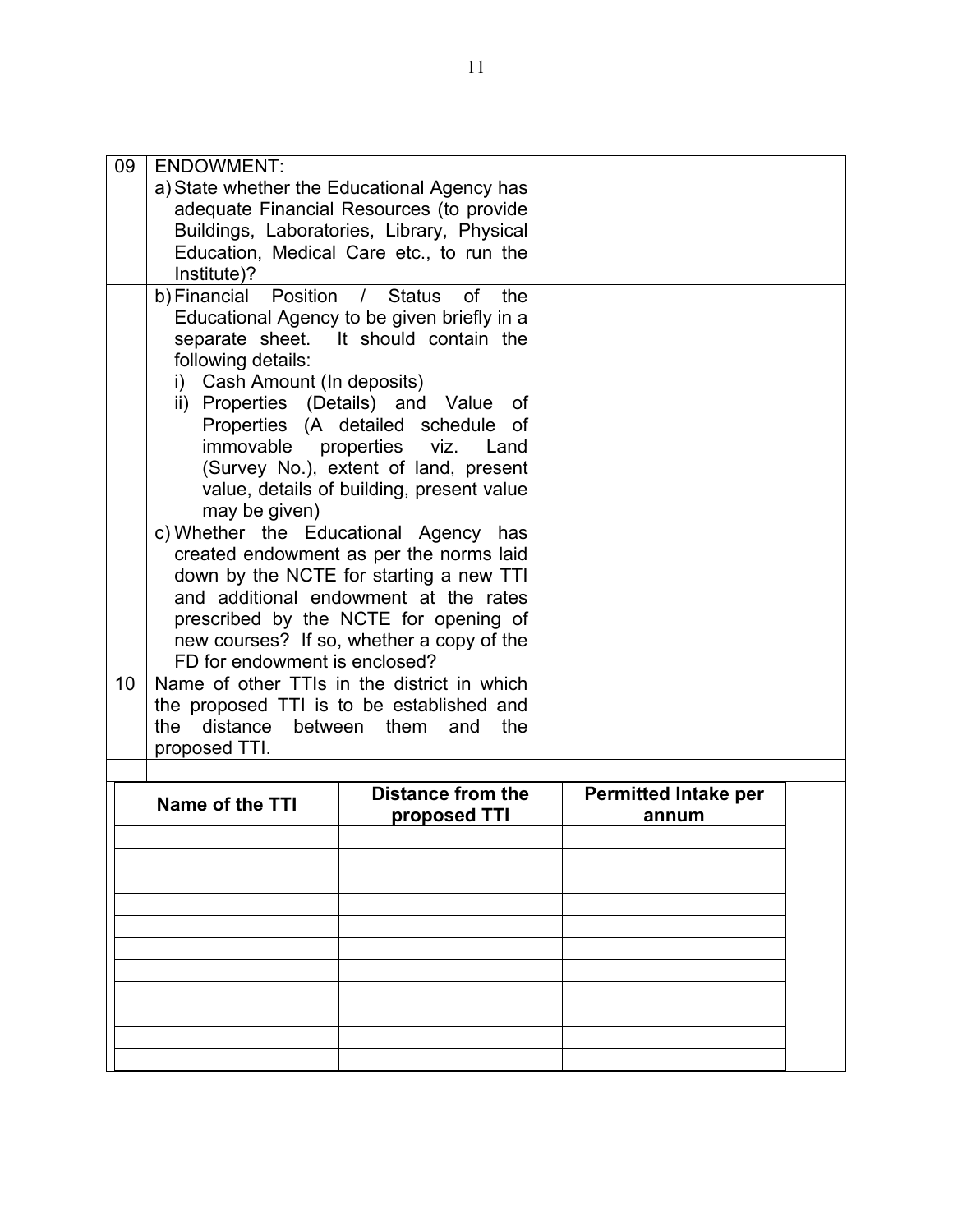| 09 | ENDOWMENT:<br>a) State whether the Educational Agency has adequate Financial Resources (to provide Buildings, Laboratories, Library, Physical Education, Medical Care etc., to run the Institute)? | |
|---|---|---|
| | b) Financial Position / Status of the Educational Agency to be given briefly in a separate sheet. It should contain the following details:<br>i) Cash Amount (In deposits)<br>ii) Properties (Details) and Value of Properties (A detailed schedule of immovable properties viz. Land (Survey No.), extent of land, present value, details of building, present value may be given) | |
| | c) Whether the Educational Agency has created endowment as per the norms laid down by the NCTE for starting a new TTI and additional endowment at the rates prescribed by the NCTE for opening of new courses? If so, whether a copy of the FD for endowment is enclosed? | |
| 10 | Name of other TTIs in the district in which the proposed TTI is to be established and the distance between them and the proposed TTI. | |
| | | |

| Name of the TTI | Distance from the proposed TTI | Permitted Intake per annum |
|---|---|---|
| | | |
| | | |
| | | |
| | | |
| | | |
| | | |
| | | |
| | | |
| | | |
| | | |
| | | |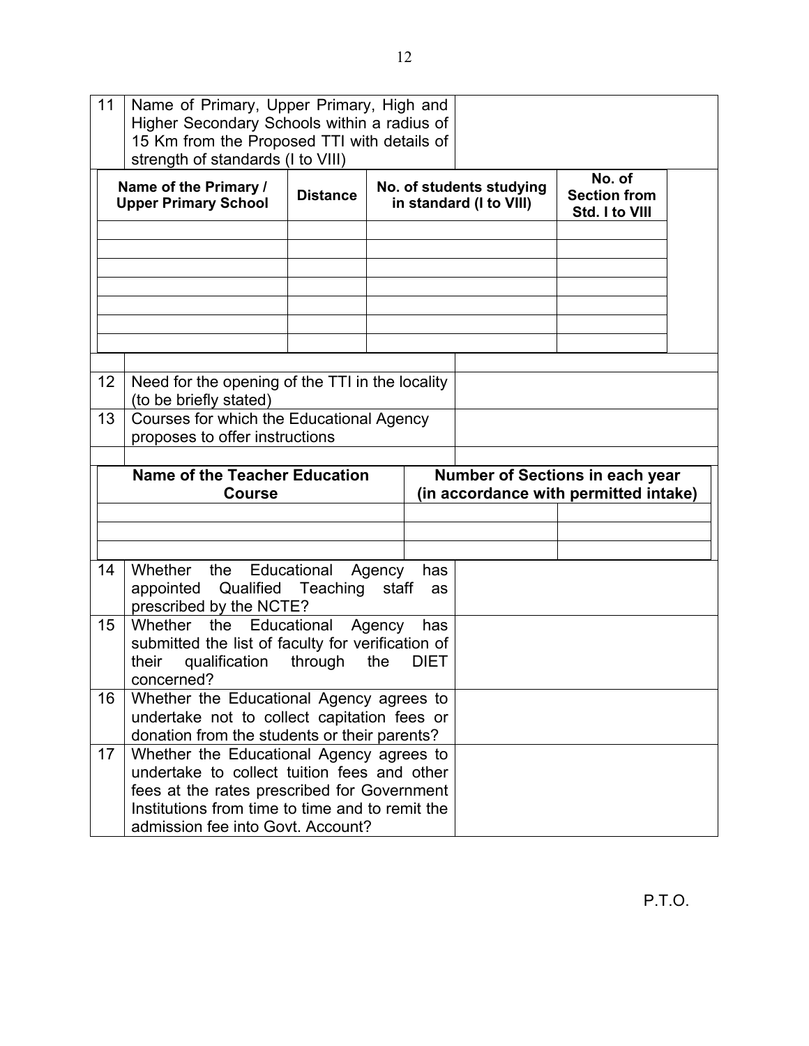| 11 | Name of Primary, Upper Primary, High and Higher Secondary Schools within a radius of 15 Km from the Proposed TTI with details of strength of standards (I to VIII) | |
|---|---|---|

| Name of the Primary / Upper Primary School | Distance | No. of students studying in standard (I to VIII) | No. of Section from Std. I to VIII |
|---|---|---|---|
| | | | |
| | | | |
| | | | |
| | | | |
| | | | |
| | | | |
| | | | |

| | | |
|---|---|---|
| 12 | Need for the opening of the TTI in the locality (to be briefly stated) | |
| 13 | Courses for which the Educational Agency proposes to offer instructions | |

| Name of the Teacher Education Course | Number of Sections in each year (in accordance with permitted intake) | |
|---|---|---|
| | | |
| | | |
| | | |

| | | |
|---|---|---|
| 14 | Whether the Educational Agency has appointed Qualified Teaching staff as prescribed by the NCTE? | |
| 15 | Whether the Educational Agency has submitted the list of faculty for verification of their qualification through the DIET concerned? | |
| 16 | Whether the Educational Agency agrees to undertake not to collect capitation fees or donation from the students or their parents? | |
| 17 | Whether the Educational Agency agrees to undertake to collect tuition fees and other fees at the rates prescribed for Government Institutions from time to time and to remit the admission fee into Govt. Account? | |

P.T.O.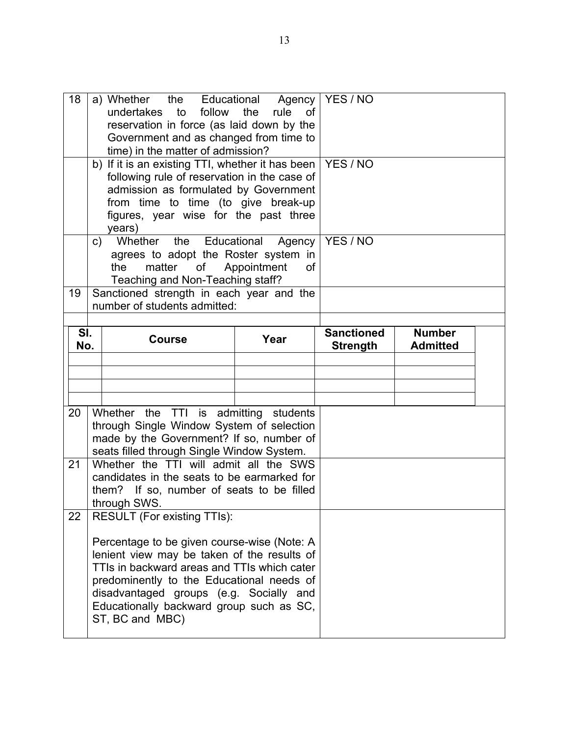| | | |
|---|---|---|
| 18 | a) Whether the Educational Agency undertakes to follow the rule of reservation in force (as laid down by the Government and as changed from time to time) in the matter of admission? | YES / NO |
| | b) If it is an existing TTI, whether it has been following rule of reservation in the case of admission as formulated by Government from time to time (to give break-up figures, year wise for the past three years) | YES / NO |
| | c) Whether the Educational Agency agrees to adopt the Roster system in the matter of Appointment of Teaching and Non-Teaching staff? | YES / NO |
| 19 | Sanctioned strength in each year and the number of students admitted: | |

| Sl. No. | Course | Year | Sanctioned Strength | Number Admitted |
|---|---|---|---|---|
| | | | | |
| | | | | |
| | | | | |
| | | | | |

| | | |
|---|---|---|
| 20 | Whether the TTI is admitting students through Single Window System of selection made by the Government? If so, number of seats filled through Single Window System. | |
| 21 | Whether the TTI will admit all the SWS candidates in the seats to be earmarked for them? If so, number of seats to be filled through SWS. | |
| 22 | RESULT (For existing TTIs):<br><br>Percentage to be given course-wise (Note: A lenient view may be taken of the results of TTIs in backward areas and TTIs which cater predominently to the Educational needs of disadvantaged groups (e.g. Socially and Educationally backward group such as SC, ST, BC and MBC) | |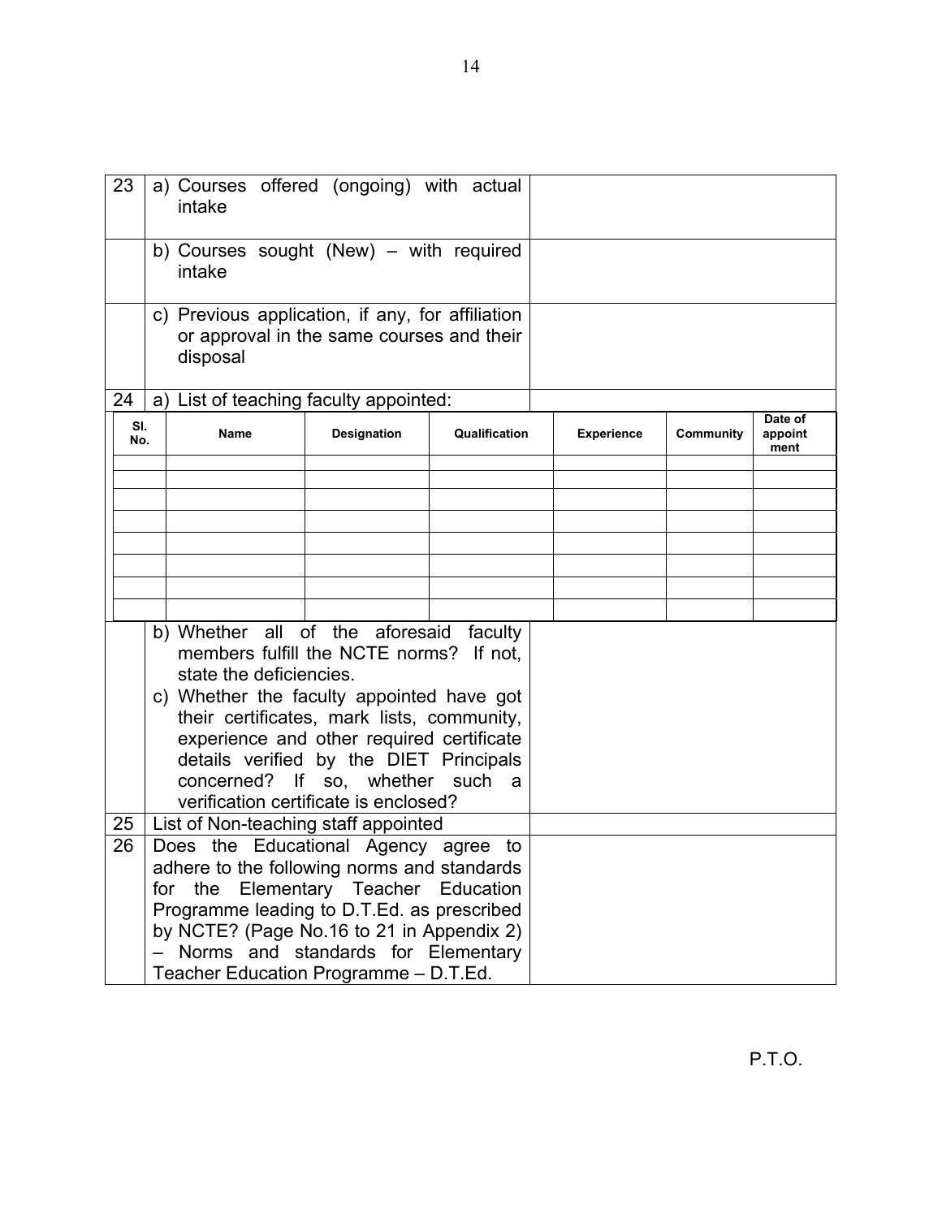| 23 | a) Courses offered (ongoing) with actual intake | |
|---|---|---|
| | b) Courses sought (New) – with required intake | |
| | c) Previous application, if any, for affiliation or approval in the same courses and their disposal | |
| 24 | a) List of teaching faculty appointed: | |

| Sl. No. | Name | Designation | Qualification | Experience | Community | Date of appoint ment |
|---|---|---|---|---|---|---|
| | | | | | | |
| | | | | | | |
| | | | | | | |
| | | | | | | |
| | | | | | | |
| | | | | | | |
| | | | | | | |
| | | | | | | |

| | | |
|---|---|---|
| | b) Whether all of the aforesaid faculty members fulfill the NCTE norms? If not, state the deficiencies.<br>c) Whether the faculty appointed have got their certificates, mark lists, community, experience and other required certificate details verified by the DIET Principals concerned? If so, whether such a verification certificate is enclosed? | |
| 25 | List of Non-teaching staff appointed | |
| 26 | Does the Educational Agency agree to adhere to the following norms and standards for the Elementary Teacher Education Programme leading to D.T.Ed. as prescribed by NCTE? (Page No.16 to 21 in Appendix 2) – Norms and standards for Elementary Teacher Education Programme – D.T.Ed. | |

P.T.O.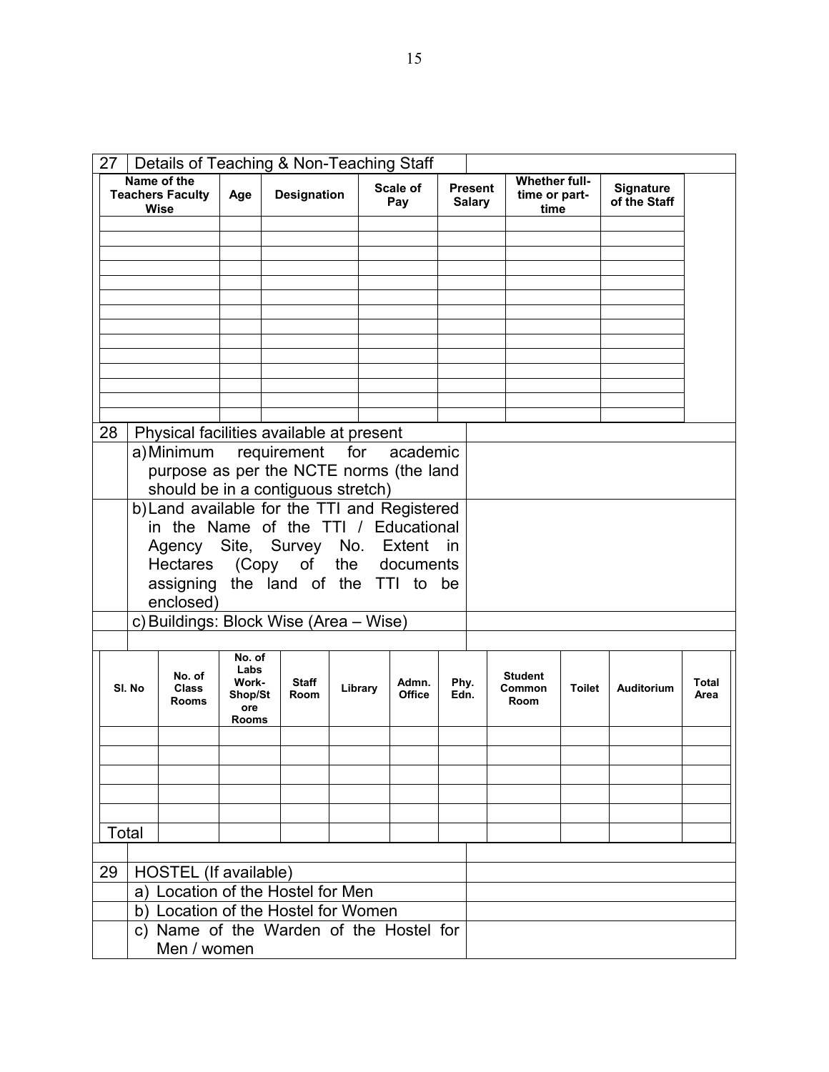| 27 | Details of Teaching & Non-Teaching Staff | | | | | | |
|---|---|---|---|---|---|---|---|
| | **Name of the Teachers Faculty Wise** | **Age** | **Designation** | **Scale of Pay** | **Present Salary** | **Whether full-time or part-time** | **Signature of the Staff** |
| | | | | | | | |
| | | | | | | | |
| | | | | | | | |
| | | | | | | | |
| | | | | | | | |
| | | | | | | | |
| | | | | | | | |
| | | | | | | | |
| | | | | | | | |
| | | | | | | | |
| | | | | | | | |
| | | | | | | | |
| | | | | | | | |
| | | | | | | | |

| | | |
|---|---|---|
| 28 | Physical facilities available at present | |
| | a) Minimum requirement for academic purpose as per the NCTE norms (the land should be in a contiguous stretch) | |
| | b) Land available for the TTI and Registered in the Name of the TTI / Educational Agency Site, Survey No. Extent in Hectares (Copy of the documents assigning the land of the TTI to be enclosed) | |
| | c) Buildings: Block Wise (Area – Wise) | |
| | | |

| Sl. No | No. of Class Rooms | No. of Labs Work-Shop/Store Rooms | Staff Room | Library | Admn. Office | Phy. Edn. | Student Common Room | Toilet | Auditorium | Total Area |
|---|---|---|---|---|---|---|---|---|---|---|
| | | | | | | | | | | |
| | | | | | | | | | | |
| | | | | | | | | | | |
| | | | | | | | | | | |
| | | | | | | | | | | |
| Total | | | | | | | | | | |

| | | |
|---|---|---|
| | | |
| 29 | HOSTEL (If available) | |
| | a) Location of the Hostel for Men | |
| | b) Location of the Hostel for Women | |
| | c) Name of the Warden of the Hostel for Men / women | |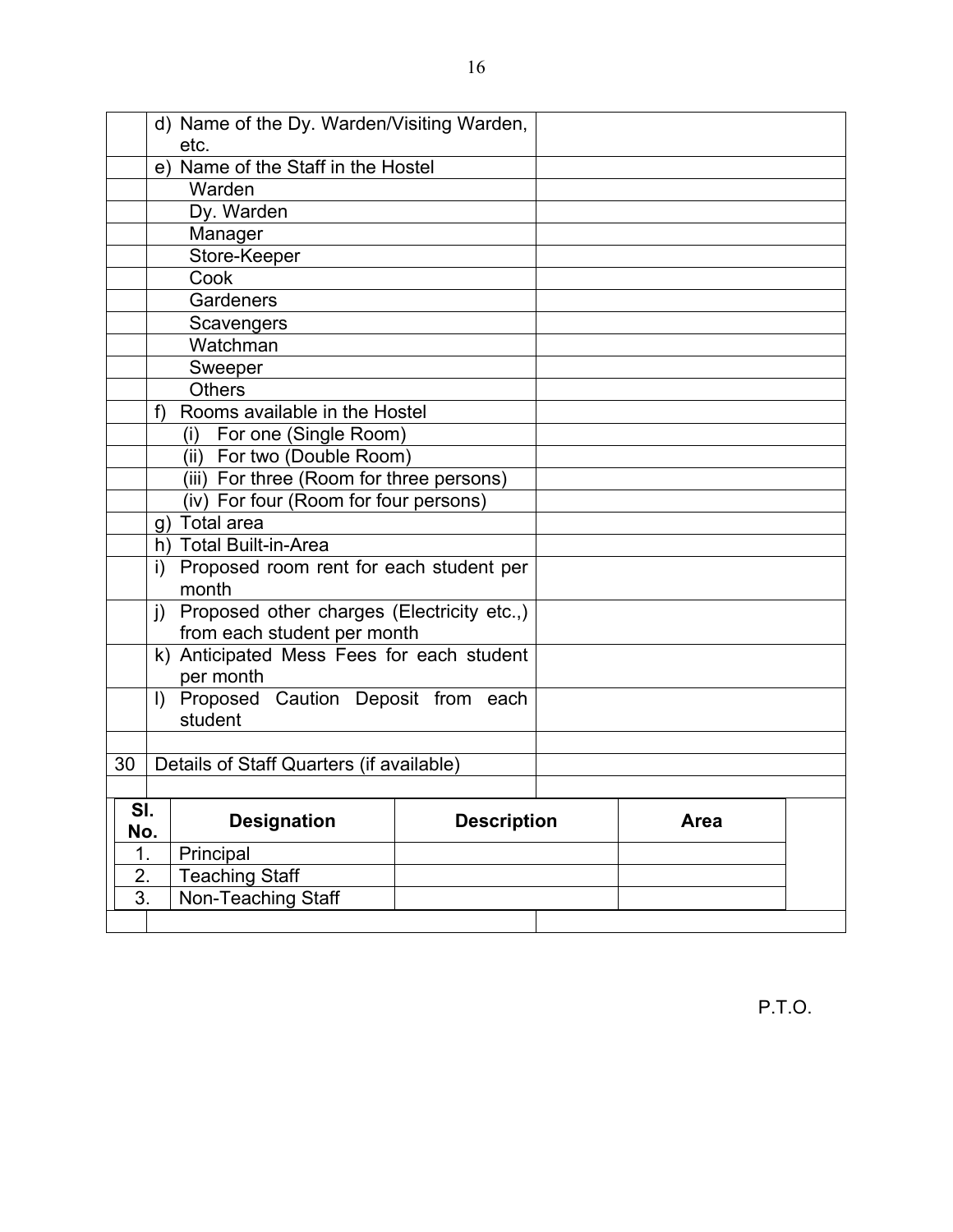| | | |
|---|---|---|
| | d) Name of the Dy. Warden/Visiting Warden, etc. | |
| | e) Name of the Staff in the Hostel | |
| | Warden | |
| | Dy. Warden | |
| | Manager | |
| | Store-Keeper | |
| | Cook | |
| | Gardeners | |
| | Scavengers | |
| | Watchman | |
| | Sweeper | |
| | Others | |
| | f) Rooms available in the Hostel | |
| | (i) For one (Single Room) | |
| | (ii) For two (Double Room) | |
| | (iii) For three (Room for three persons) | |
| | (iv) For four (Room for four persons) | |
| | g) Total area | |
| | h) Total Built-in-Area | |
| | i) Proposed room rent for each student per month | |
| | j) Proposed other charges (Electricity etc.,) from each student per month | |
| | k) Anticipated Mess Fees for each student per month | |
| | l) Proposed Caution Deposit from each student | |
| | | |
| 30 | Details of Staff Quarters (if available) | |

| Sl. No. | Designation | Description | Area |
|---|---|---|---|
| 1. | Principal | | |
| 2. | Teaching Staff | | |
| 3. | Non-Teaching Staff | | |

P.T.O.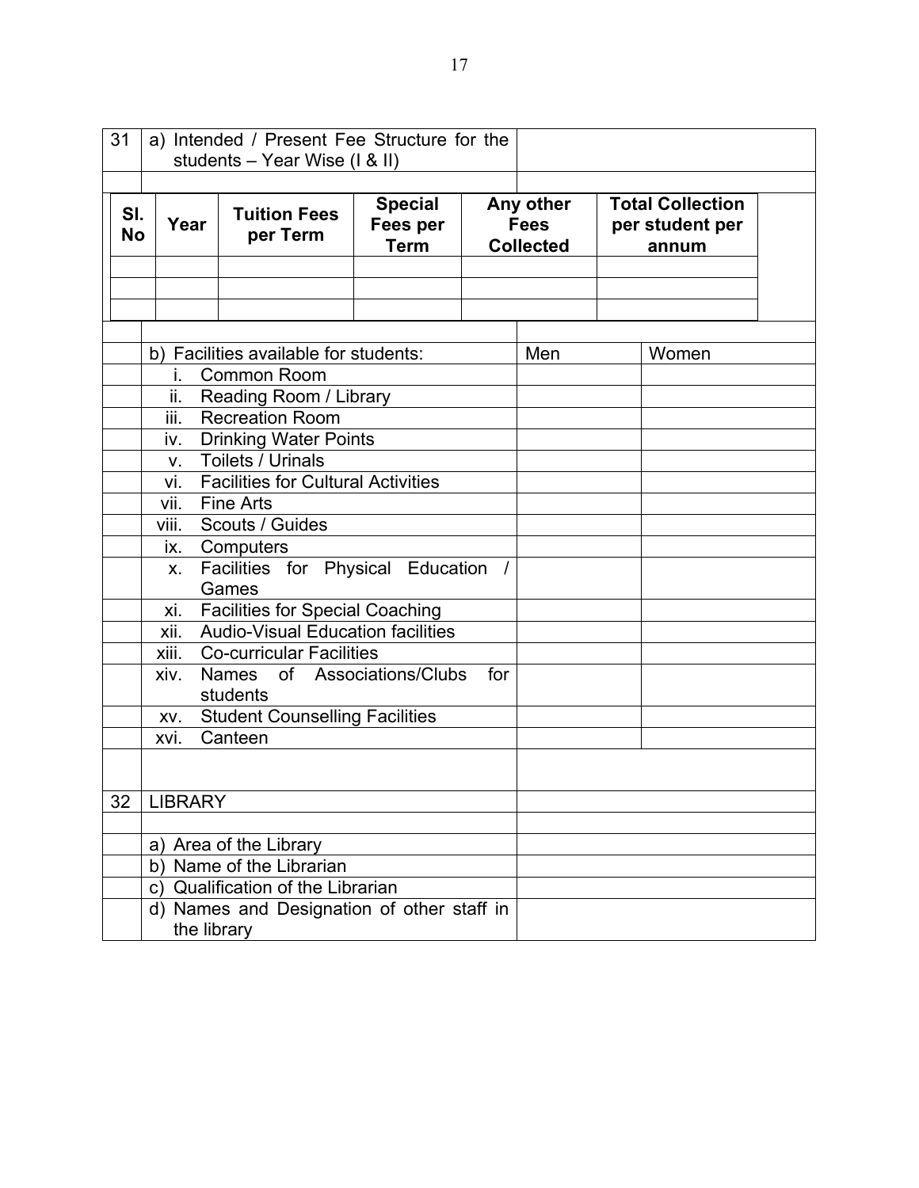| 31 | a) Intended / Present Fee Structure for the students – Year Wise (I & II) | |
|---|---|---|

| Sl. No | Year | Tuition Fees per Term | Special Fees per Term | Any other Fees Collected | Total Collection per student per annum |
|---|---|---|---|---|---|
| | | | | | |
| | | | | | |
| | | | | | |

| | | Men | Women |
|---|---|---|---|
| | b) Facilities available for students: | Men | Women |
| | i. Common Room | | |
| | ii. Reading Room / Library | | |
| | iii. Recreation Room | | |
| | iv. Drinking Water Points | | |
| | v. Toilets / Urinals | | |
| | vi. Facilities for Cultural Activities | | |
| | vii. Fine Arts | | |
| | viii. Scouts / Guides | | |
| | ix. Computers | | |
| | x. Facilities for Physical Education / Games | | |
| | xi. Facilities for Special Coaching | | |
| | xii. Audio-Visual Education facilities | | |
| | xiii. Co-curricular Facilities | | |
| | xiv. Names of Associations/Clubs for students | | |
| | xv. Student Counselling Facilities | | |
| | xvi. Canteen | | |

| 32 | LIBRARY | |
|---|---|---|
| | | |
| | a) Area of the Library | |
| | b) Name of the Librarian | |
| | c) Qualification of the Librarian | |
| | d) Names and Designation of other staff in the library | |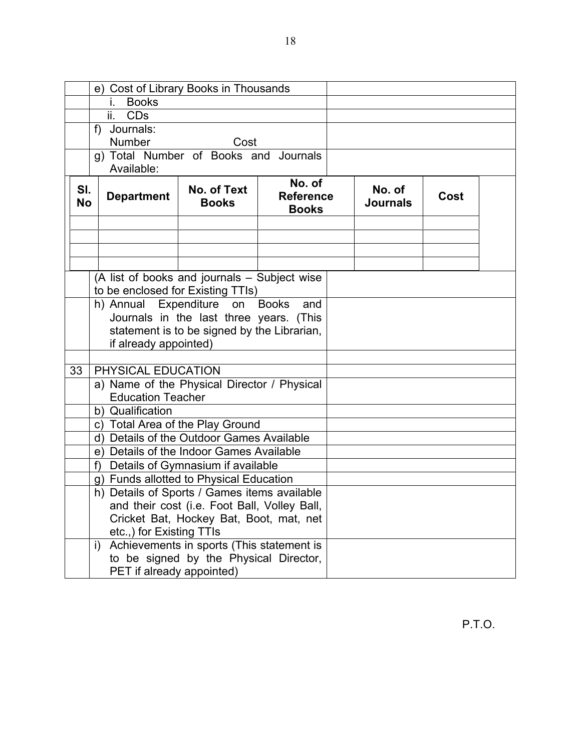| | | |
|---|---|---|
| | e) Cost of Library Books in Thousands | |
| | i. Books | |
| | ii. CDs | |
| | f) Journals:<br>Number Cost | |
| | g) Total Number of Books and Journals Available: | |

| Sl. No | Department | No. of Text Books | No. of Reference Books | No. of Journals | Cost |
|---|---|---|---|---|---|
| | | | | | |
| | | | | | |
| | | | | | |
| | | | | | |

| | | |
|---|---|---|
| | (A list of books and journals – Subject wise to be enclosed for Existing TTIs) | |
| | h) Annual Expenditure on Books and Journals in the last three years. (This statement is to be signed by the Librarian, if already appointed) | |
| | | |
| 33 | PHYSICAL EDUCATION | |
| | a) Name of the Physical Director / Physical Education Teacher | |
| | b) Qualification | |
| | c) Total Area of the Play Ground | |
| | d) Details of the Outdoor Games Available | |
| | e) Details of the Indoor Games Available | |
| | f) Details of Gymnasium if available | |
| | g) Funds allotted to Physical Education | |
| | h) Details of Sports / Games items available and their cost (i.e. Foot Ball, Volley Ball, Cricket Bat, Hockey Bat, Boot, mat, net etc.,) for Existing TTIs | |
| | i) Achievements in sports (This statement is to be signed by the Physical Director, PET if already appointed) | |

P.T.O.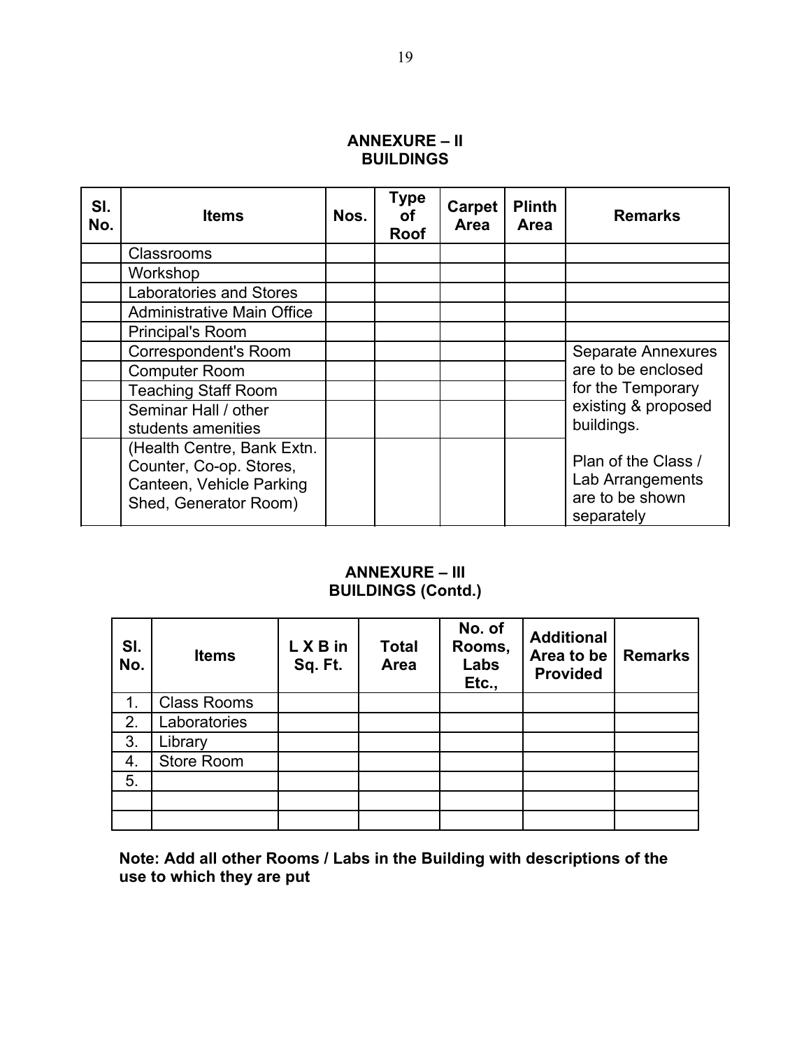## ANNEXURE – II
## BUILDINGS

| Sl. No. | Items | Nos. | Type of Roof | Carpet Area | Plinth Area | Remarks |
|---|---|---|---|---|---|---|
| | Classrooms | | | | | |
| | Workshop | | | | | |
| | Laboratories and Stores | | | | | |
| | Administrative Main Office | | | | | |
| | Principal's Room | | | | | |
| | Correspondent's Room | | | | | Separate Annexures are to be enclosed for the Temporary existing & proposed buildings. |
| | Computer Room | | | | | |
| | Teaching Staff Room | | | | | |
| | Seminar Hall / other students amenities | | | | | |
| | (Health Centre, Bank Extn. Counter, Co-op. Stores, Canteen, Vehicle Parking Shed, Generator Room) | | | | | Plan of the Class / Lab Arrangements are to be shown separately |

## ANNEXURE – III
## BUILDINGS (Contd.)

| Sl. No. | Items | L X B in Sq. Ft. | Total Area | No. of Rooms, Labs Etc., | Additional Area to be Provided | Remarks |
|---|---|---|---|---|---|---|
| 1. | Class Rooms | | | | | |
| 2. | Laboratories | | | | | |
| 3. | Library | | | | | |
| 4. | Store Room | | | | | |
| 5. | | | | | | |
| | | | | | | |
| | | | | | | |

**Note: Add all other Rooms / Labs in the Building with descriptions of the use to which they are put**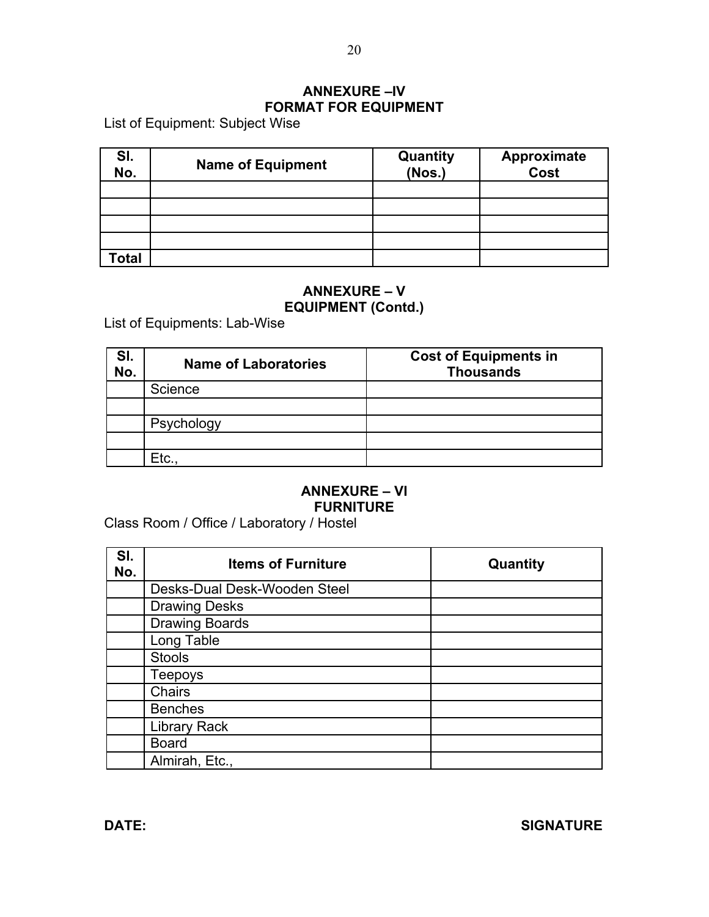## ANNEXURE –IV
## FORMAT FOR EQUIPMENT

List of Equipment: Subject Wise

| Sl. No. | Name of Equipment | Quantity (Nos.) | Approximate Cost |
|---|---|---|---|
| | | | |
| | | | |
| | | | |
| | | | |
| Total | | | |

## ANNEXURE – V
## EQUIPMENT (Contd.)

List of Equipments: Lab-Wise

| Sl. No. | Name of Laboratories | Cost of Equipments in Thousands |
|---|---|---|
| | Science | |
| | | |
| | Psychology | |
| | | |
| | Etc., | |

## ANNEXURE – VI
## FURNITURE

Class Room / Office / Laboratory / Hostel

| Sl. No. | Items of Furniture | Quantity |
|---|---|---|
| | Desks-Dual Desk-Wooden Steel | |
| | Drawing Desks | |
| | Drawing Boards | |
| | Long Table | |
| | Stools | |
| | Teepoys | |
| | Chairs | |
| | Benches | |
| | Library Rack | |
| | Board | |
| | Almirah, Etc., | |

**DATE:** **SIGNATURE**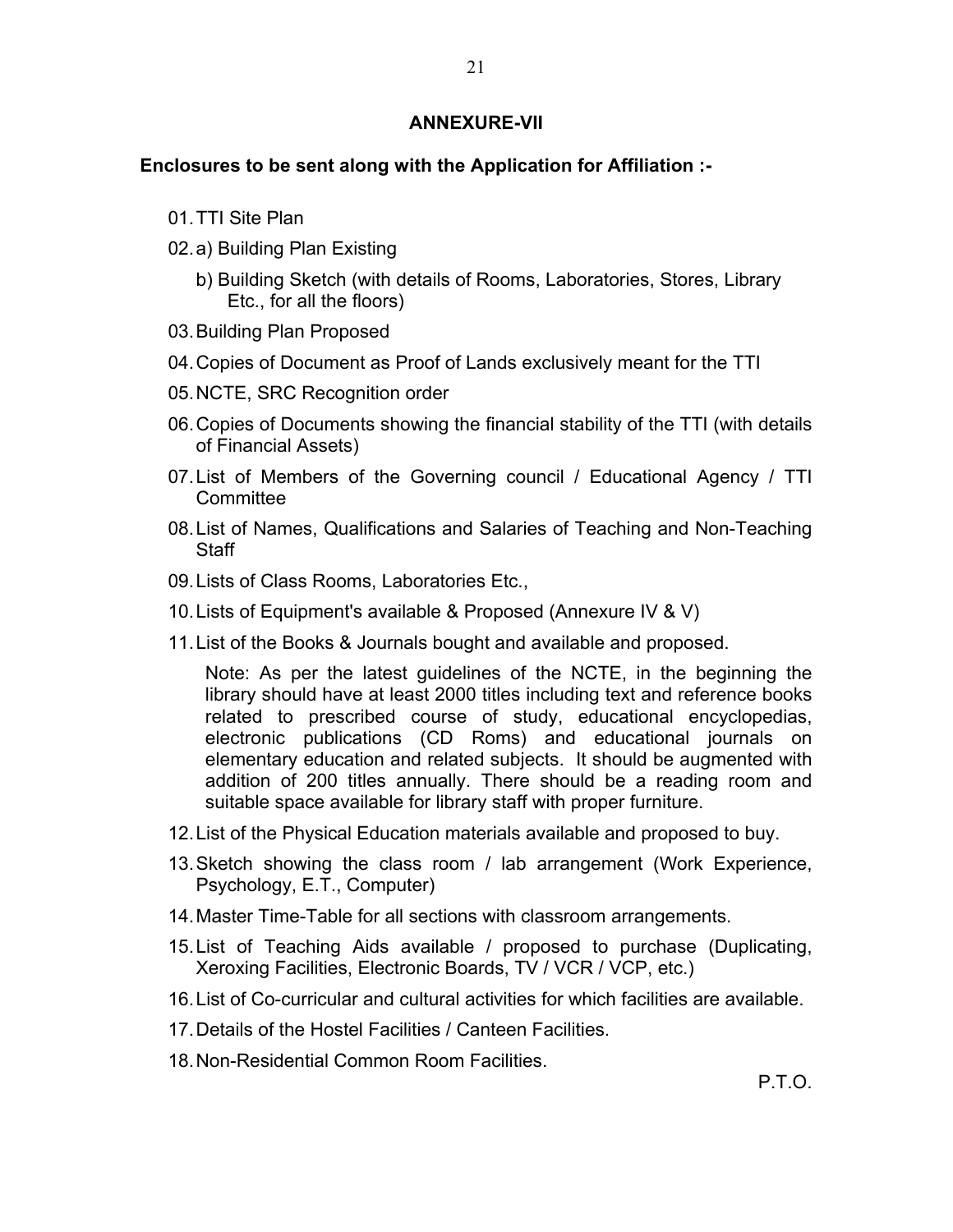## ANNEXURE-VII

**Enclosures to be sent along with the Application for Affiliation :-**

01. TTI Site Plan

02. a) Building Plan Existing

    b) Building Sketch (with details of Rooms, Laboratories, Stores, Library Etc., for all the floors)

03. Building Plan Proposed

04. Copies of Document as Proof of Lands exclusively meant for the TTI

05. NCTE, SRC Recognition order

06. Copies of Documents showing the financial stability of the TTI (with details of Financial Assets)

07. List of Members of the Governing council / Educational Agency / TTI Committee

08. List of Names, Qualifications and Salaries of Teaching and Non-Teaching Staff

09. Lists of Class Rooms, Laboratories Etc.,

10. Lists of Equipment's available & Proposed (Annexure IV & V)

11. List of the Books & Journals bought and available and proposed.

    Note: As per the latest guidelines of the NCTE, in the beginning the library should have at least 2000 titles including text and reference books related to prescribed course of study, educational encyclopedias, electronic publications (CD Roms) and educational journals on elementary education and related subjects. It should be augmented with addition of 200 titles annually. There should be a reading room and suitable space available for library staff with proper furniture.

12. List of the Physical Education materials available and proposed to buy.

13. Sketch showing the class room / lab arrangement (Work Experience, Psychology, E.T., Computer)

14. Master Time-Table for all sections with classroom arrangements.

15. List of Teaching Aids available / proposed to purchase (Duplicating, Xeroxing Facilities, Electronic Boards, TV / VCR / VCP, etc.)

16. List of Co-curricular and cultural activities for which facilities are available.

17. Details of the Hostel Facilities / Canteen Facilities.

18. Non-Residential Common Room Facilities.

P.T.O.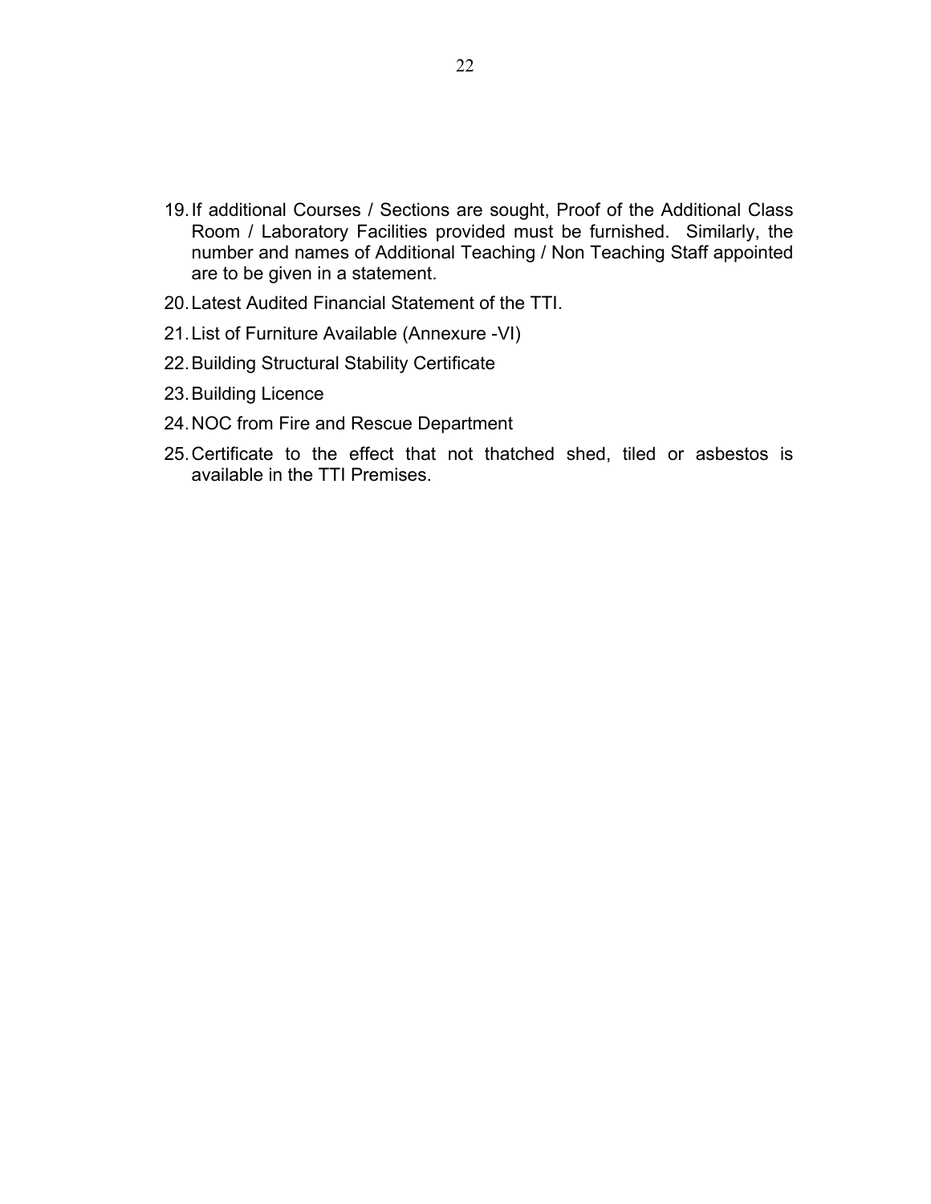19. If additional Courses / Sections are sought, Proof of the Additional Class Room / Laboratory Facilities provided must be furnished. Similarly, the number and names of Additional Teaching / Non Teaching Staff appointed are to be given in a statement.
20. Latest Audited Financial Statement of the TTI.
21. List of Furniture Available (Annexure -VI)
22. Building Structural Stability Certificate
23. Building Licence
24. NOC from Fire and Rescue Department
25. Certificate to the effect that not thatched shed, tiled or asbestos is available in the TTI Premises.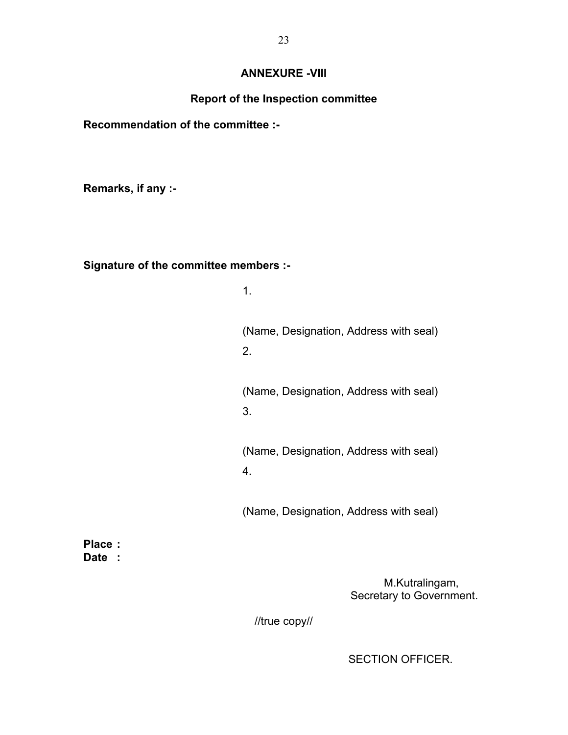## ANNEXURE -VIII

### Report of the Inspection committee

**Recommendation of the committee :-**

**Remarks, if any :-**

**Signature of the committee members :-**

1.

(Name, Designation, Address with seal)

2.

(Name, Designation, Address with seal)

3.

(Name, Designation, Address with seal)

4.

(Name, Designation, Address with seal)

**Place :**
**Date :**

M.Kutralingam,
Secretary to Government.

//true copy//

SECTION OFFICER.